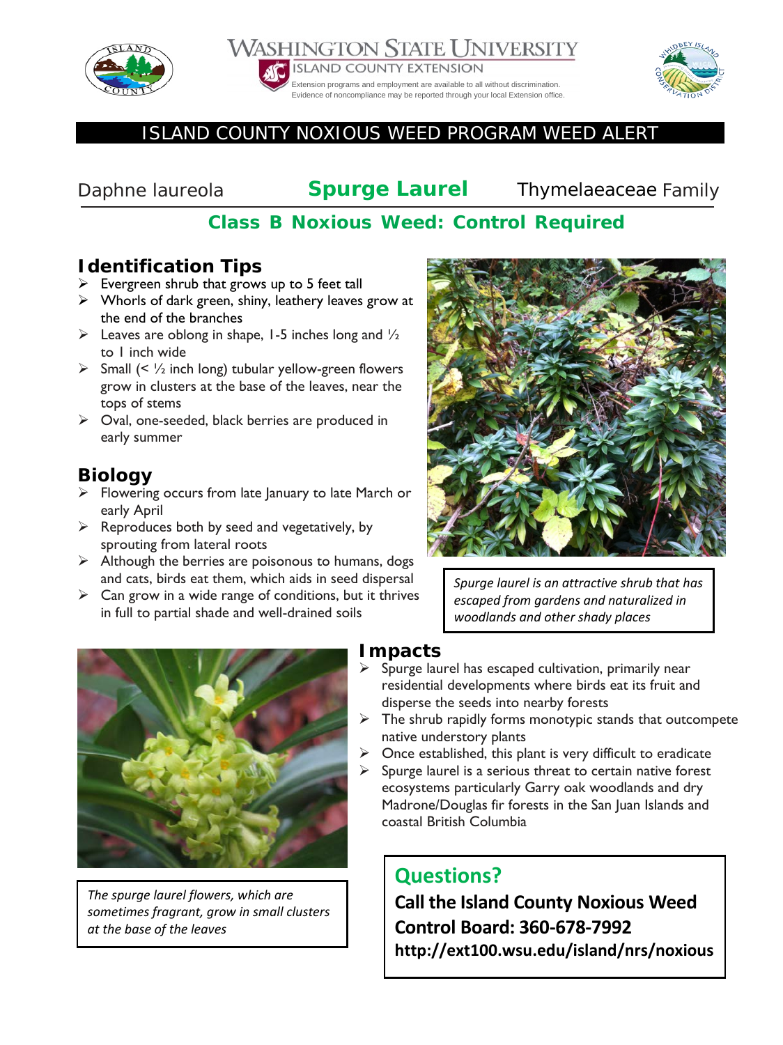WASHINGTON STATE UNIVERSITY
ISLAND COUNTY EXTENSION

Extension programs and employment are available to all without discrimination. Evidence of noncompliance may be reported through your local Extension office.

## ISLAND COUNTY NOXIOUS WEED PROGRAM WEED ALERT

Daphne laureola **Spurge Laurel** Thymelaeaceae Family

**Class B Noxious Weed: Control Required**

## Identification Tips

- Evergreen shrub that grows up to 5 feet tall
- Whorls of dark green, shiny, leathery leaves grow at the end of the branches
- Leaves are oblong in shape, 1-5 inches long and ½ to 1 inch wide
- Small (< ½ inch long) tubular yellow-green flowers grow in clusters at the base of the leaves, near the tops of stems
- Oval, one-seeded, black berries are produced in early summer

## Biology

- Flowering occurs from late January to late March or early April
- Reproduces both by seed and vegetatively, by sprouting from lateral roots
- Although the berries are poisonous to humans, dogs and cats, birds eat them, which aids in seed dispersal
- Can grow in a wide range of conditions, but it thrives in full to partial shade and well-drained soils

*Spurge laurel is an attractive shrub that has escaped from gardens and naturalized in woodlands and other shady places*

*The spurge laurel flowers, which are sometimes fragrant, grow in small clusters at the base of the leaves*

## Impacts

- Spurge laurel has escaped cultivation, primarily near residential developments where birds eat its fruit and disperse the seeds into nearby forests
- The shrub rapidly forms monotypic stands that outcompete native understory plants
- Once established, this plant is very difficult to eradicate
- Spurge laurel is a serious threat to certain native forest ecosystems particularly Garry oak woodlands and dry Madrone/Douglas fir forests in the San Juan Islands and coastal British Columbia

## Questions?

**Call the Island County Noxious Weed Control Board: 360-678-7992**

**http://ext100.wsu.edu/island/nrs/noxious**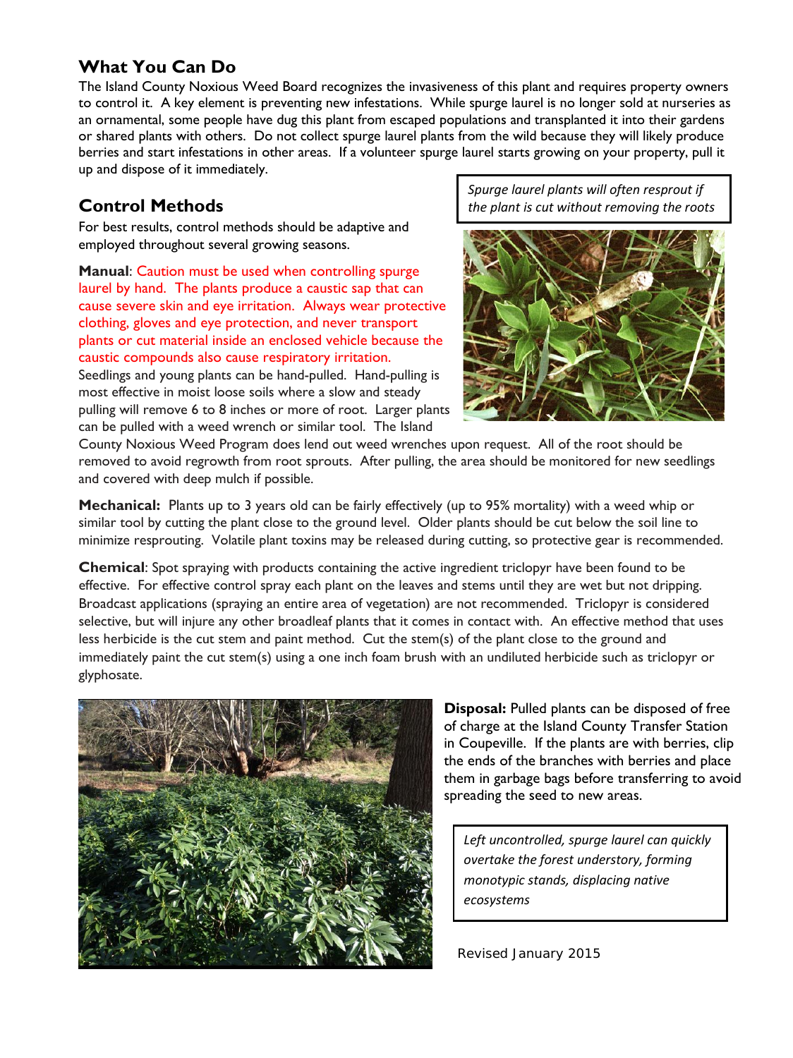## What You Can Do

The Island County Noxious Weed Board recognizes the invasiveness of this plant and requires property owners to control it. A key element is preventing new infestations. While spurge laurel is no longer sold at nurseries as an ornamental, some people have dug this plant from escaped populations and transplanted it into their gardens or shared plants with others. Do not collect spurge laurel plants from the wild because they will likely produce berries and start infestations in other areas. If a volunteer spurge laurel starts growing on your property, pull it up and dispose of it immediately.

## Control Methods

For best results, control methods should be adaptive and employed throughout several growing seasons.

*Spurge laurel plants will often resprout if the plant is cut without removing the roots*

**Manual**: Caution must be used when controlling spurge laurel by hand. The plants produce a caustic sap that can cause severe skin and eye irritation. Always wear protective clothing, gloves and eye protection, and never transport plants or cut material inside an enclosed vehicle because the caustic compounds also cause respiratory irritation. Seedlings and young plants can be hand-pulled. Hand-pulling is most effective in moist loose soils where a slow and steady pulling will remove 6 to 8 inches or more of root. Larger plants can be pulled with a weed wrench or similar tool. The Island County Noxious Weed Program does lend out weed wrenches upon request. All of the root should be removed to avoid regrowth from root sprouts. After pulling, the area should be monitored for new seedlings and covered with deep mulch if possible.

**Mechanical:** Plants up to 3 years old can be fairly effectively (up to 95% mortality) with a weed whip or similar tool by cutting the plant close to the ground level. Older plants should be cut below the soil line to minimize resprouting. Volatile plant toxins may be released during cutting, so protective gear is recommended.

**Chemical**: Spot spraying with products containing the active ingredient triclopyr have been found to be effective. For effective control spray each plant on the leaves and stems until they are wet but not dripping. Broadcast applications (spraying an entire area of vegetation) are not recommended. Triclopyr is considered selective, but will injure any other broadleaf plants that it comes in contact with. An effective method that uses less herbicide is the cut stem and paint method. Cut the stem(s) of the plant close to the ground and immediately paint the cut stem(s) using a one inch foam brush with an undiluted herbicide such as triclopyr or glyphosate.

**Disposal:** Pulled plants can be disposed of free of charge at the Island County Transfer Station in Coupeville. If the plants are with berries, clip the ends of the branches with berries and place them in garbage bags before transferring to avoid spreading the seed to new areas.

*Left uncontrolled, spurge laurel can quickly overtake the forest understory, forming monotypic stands, displacing native ecosystems*

Revised January 2015